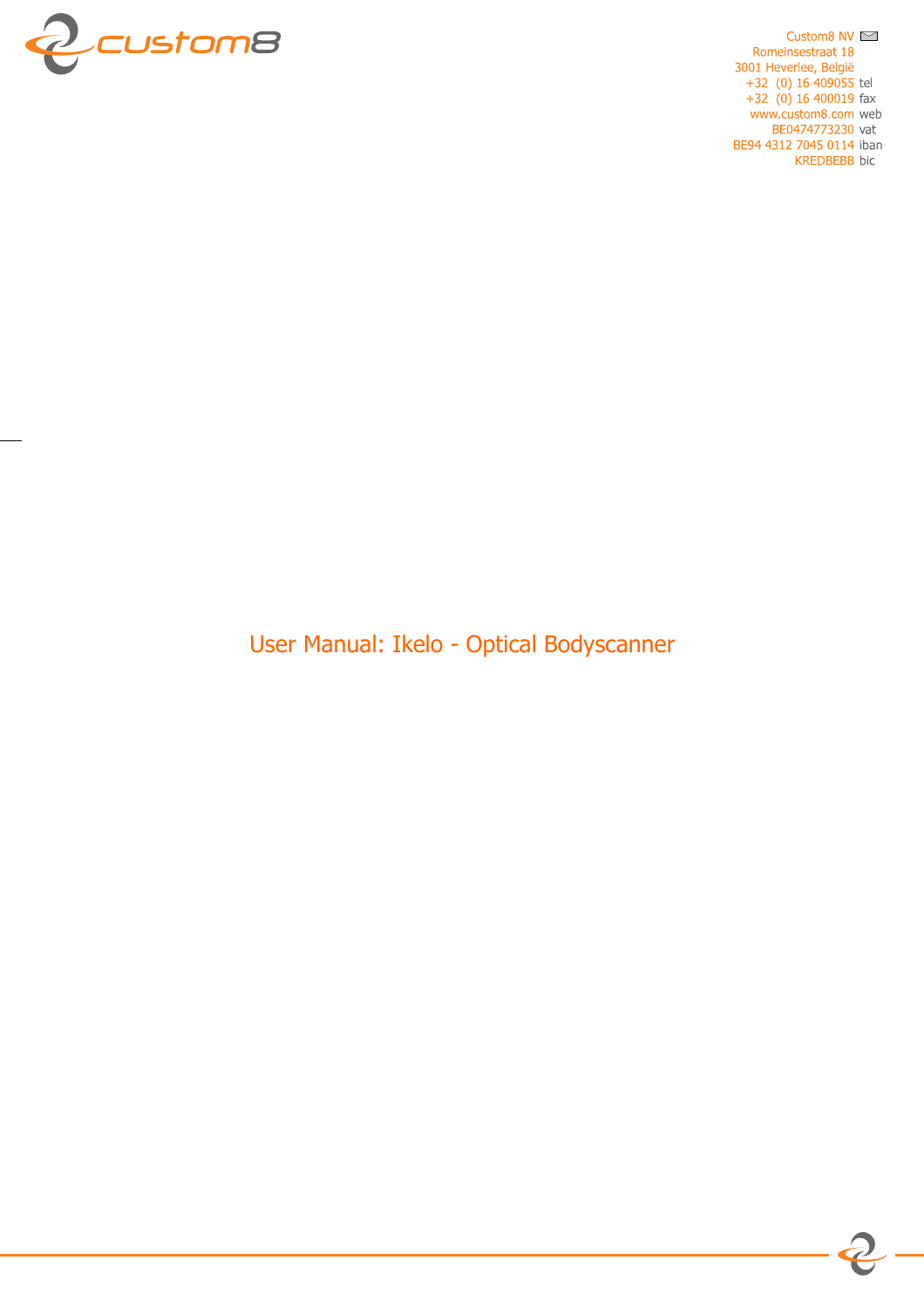Custom8 NV
Romeinsestraat 18
3001 Heverlee, België
+32 (0) 16 409055 tel
+32 (0) 16 400019 fax
www.custom8.com web
BE0474773230 vat
BE94 4312 7045 0114 iban
KREDBEBB bic

# User Manual: Ikelo - Optical Bodyscanner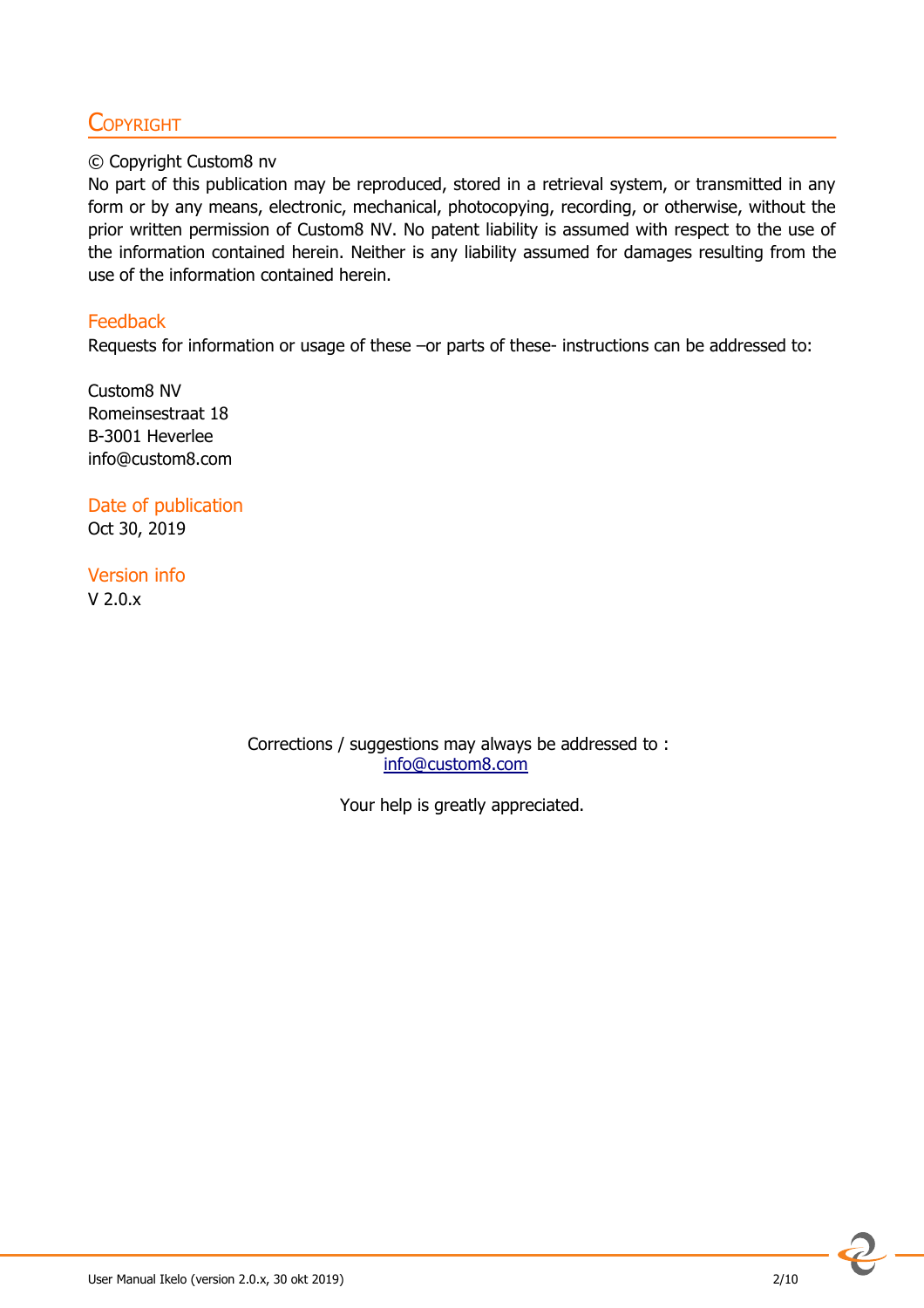# Copyright

© Copyright Custom8 nv
No part of this publication may be reproduced, stored in a retrieval system, or transmitted in any form or by any means, electronic, mechanical, photocopying, recording, or otherwise, without the prior written permission of Custom8 NV. No patent liability is assumed with respect to the use of the information contained herein. Neither is any liability assumed for damages resulting from the use of the information contained herein.

## Feedback

Requests for information or usage of these –or parts of these- instructions can be addressed to:

Custom8 NV
Romeinsestraat 18
B-3001 Heverlee
info@custom8.com

## Date of publication

Oct 30, 2019

## Version info

V 2.0.x

Corrections / suggestions may always be addressed to :
info@custom8.com

Your help is greatly appreciated.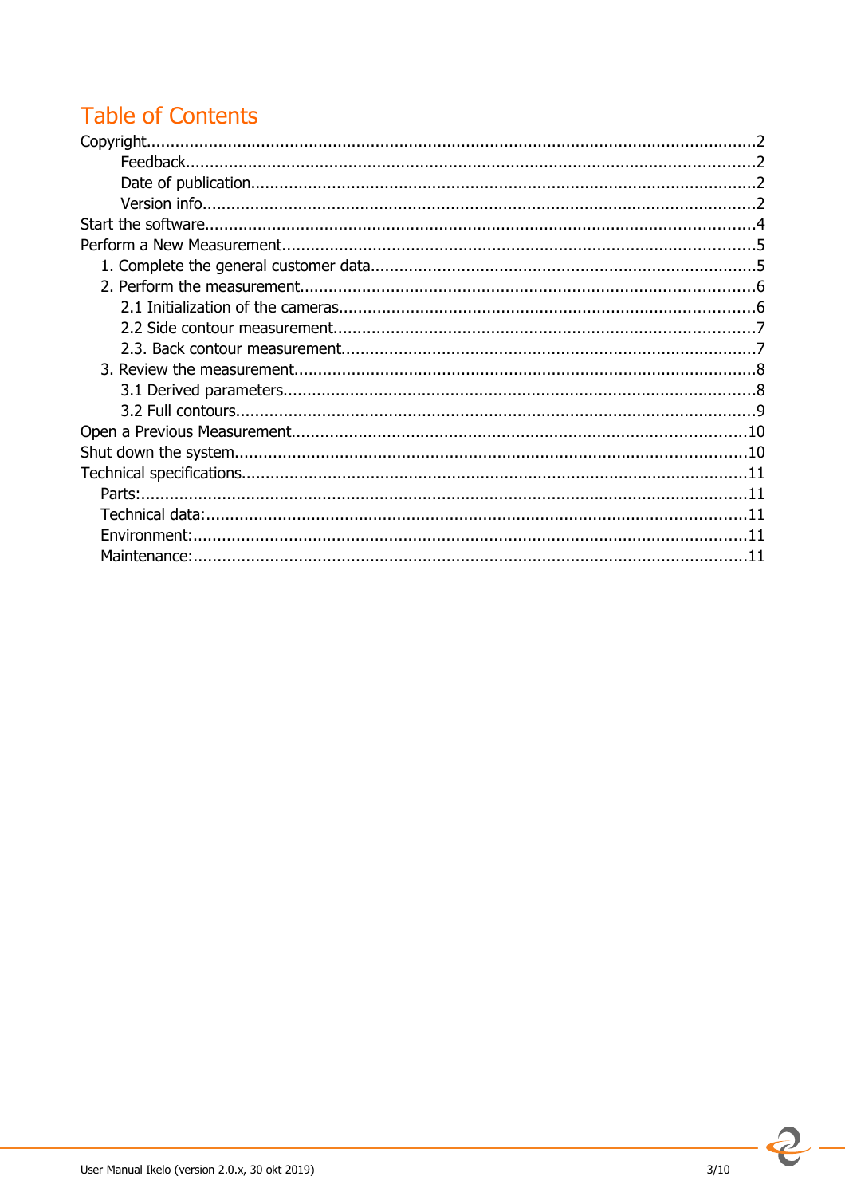# Table of Contents

- Copyright....................2
  - Feedback....................2
  - Date of publication....................2
  - Version info....................2
- Start the software....................4
- Perform a New Measurement....................5
  - 1. Complete the general customer data....................5
  - 2. Perform the measurement....................6
    - 2.1 Initialization of the cameras....................6
    - 2.2 Side contour measurement....................7
    - 2.3. Back contour measurement....................7
  - 3. Review the measurement....................8
    - 3.1 Derived parameters....................8
    - 3.2 Full contours....................9
- Open a Previous Measurement....................10
- Shut down the system....................10
- Technical specifications....................11
  - Parts:....................11
  - Technical data:....................11
  - Environment:....................11
  - Maintenance:....................11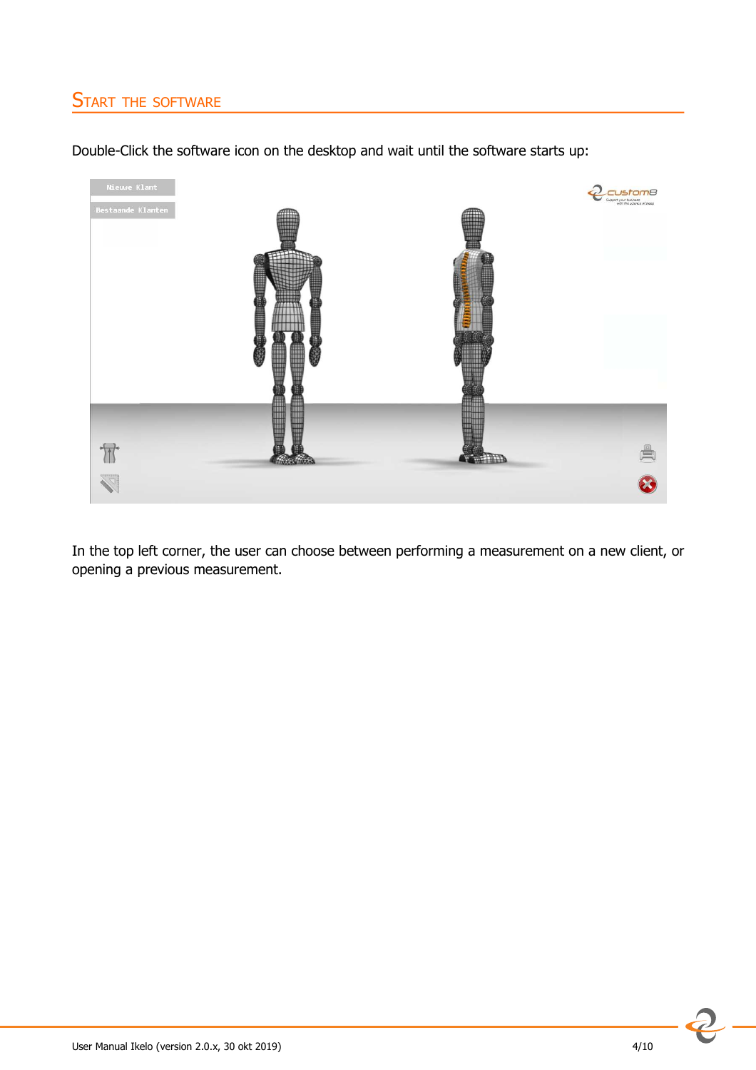## START THE SOFTWARE

Double-Click the software icon on the desktop and wait until the software starts up:

In the top left corner, the user can choose between performing a measurement on a new client, or opening a previous measurement.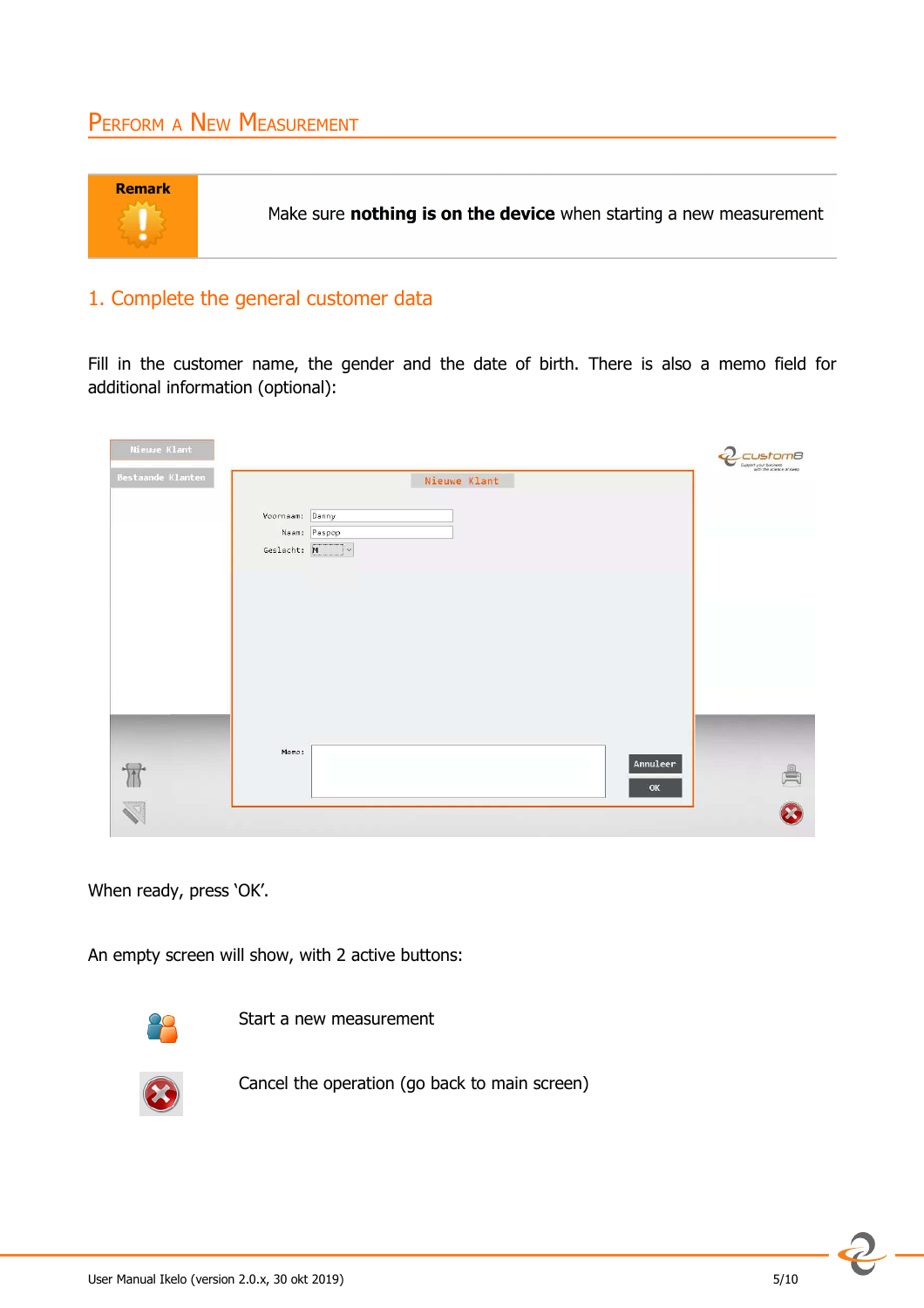# Perform a New Measurement

| Remark | Make sure **nothing is on the device** when starting a new measurement |
|---|---|

## 1. Complete the general customer data

Fill in the customer name, the gender and the date of birth. There is also a memo field for additional information (optional):

When ready, press 'OK'.

An empty screen will show, with 2 active buttons:

Start a new measurement

Cancel the operation (go back to main screen)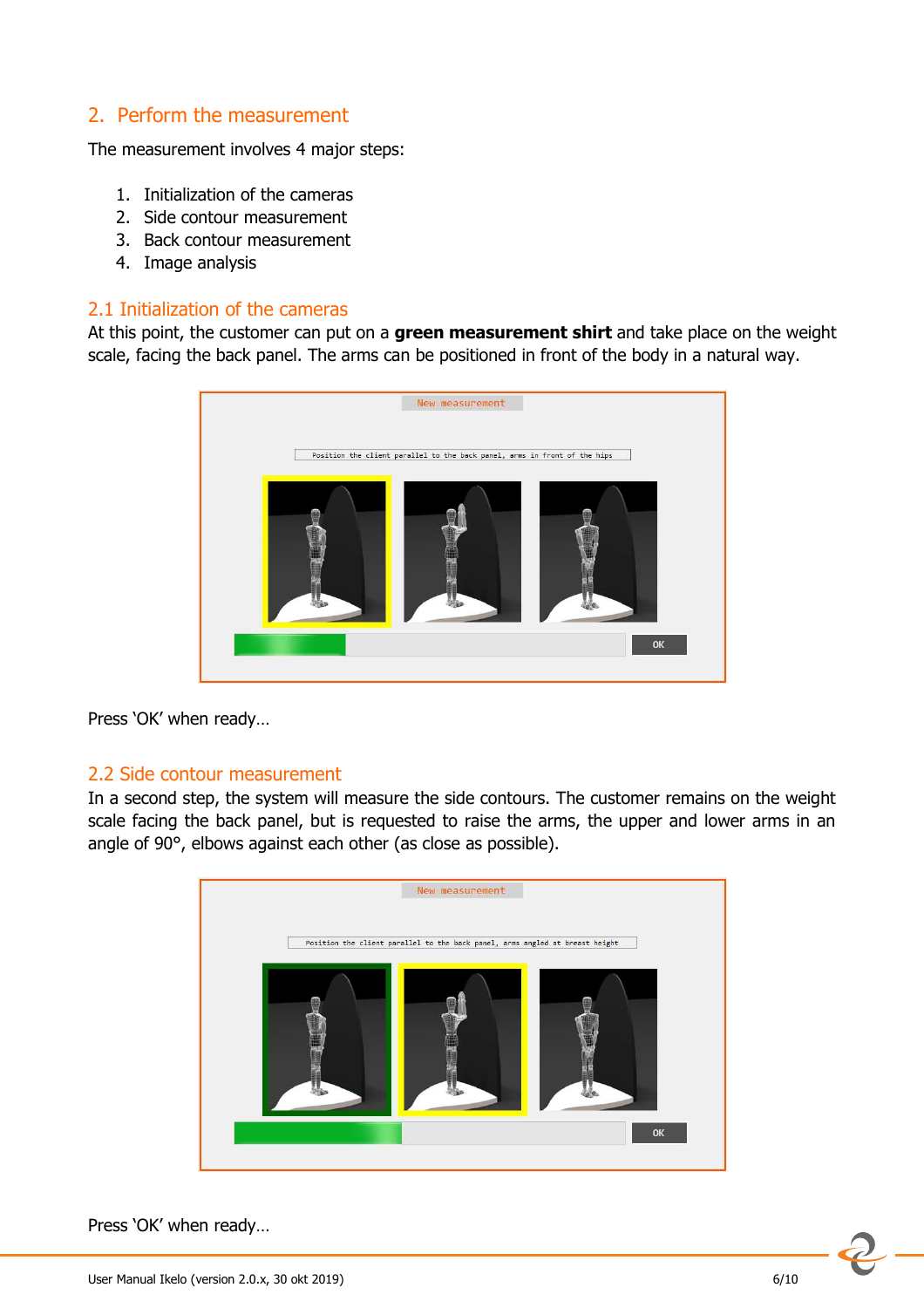## 2. Perform the measurement

The measurement involves 4 major steps:

1. Initialization of the cameras
2. Side contour measurement
3. Back contour measurement
4. Image analysis

### 2.1 Initialization of the cameras

At this point, the customer can put on a **green measurement shirt** and take place on the weight scale, facing the back panel. The arms can be positioned in front of the body in a natural way.

Press 'OK' when ready…

### 2.2 Side contour measurement

In a second step, the system will measure the side contours. The customer remains on the weight scale facing the back panel, but is requested to raise the arms, the upper and lower arms in an angle of 90°, elbows against each other (as close as possible).

Press 'OK' when ready…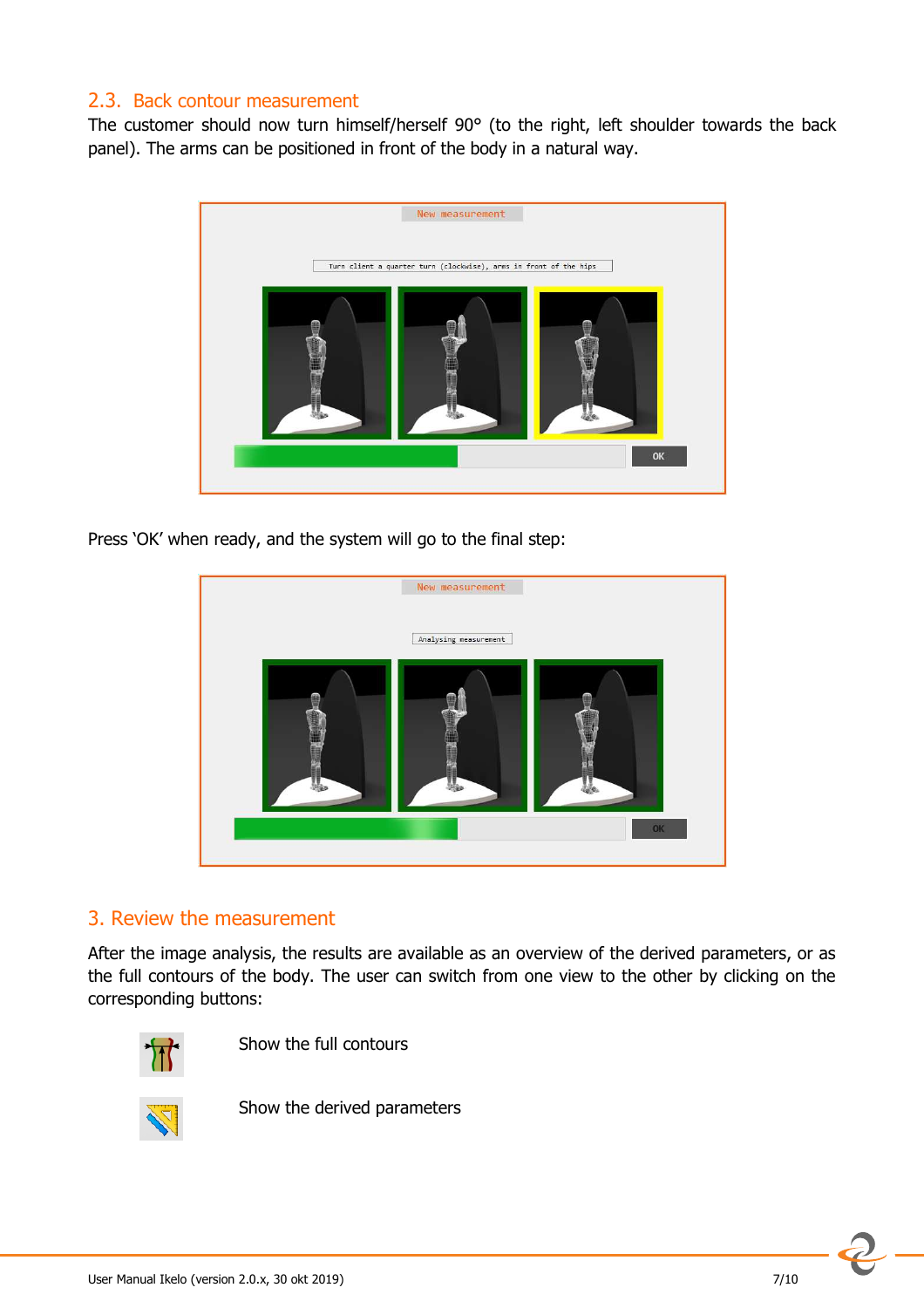## 2.3. Back contour measurement

The customer should now turn himself/herself 90° (to the right, left shoulder towards the back panel). The arms can be positioned in front of the body in a natural way.

Press 'OK' when ready, and the system will go to the final step:

# 3. Review the measurement

After the image analysis, the results are available as an overview of the derived parameters, or as the full contours of the body. The user can switch from one view to the other by clicking on the corresponding buttons:

Show the full contours

Show the derived parameters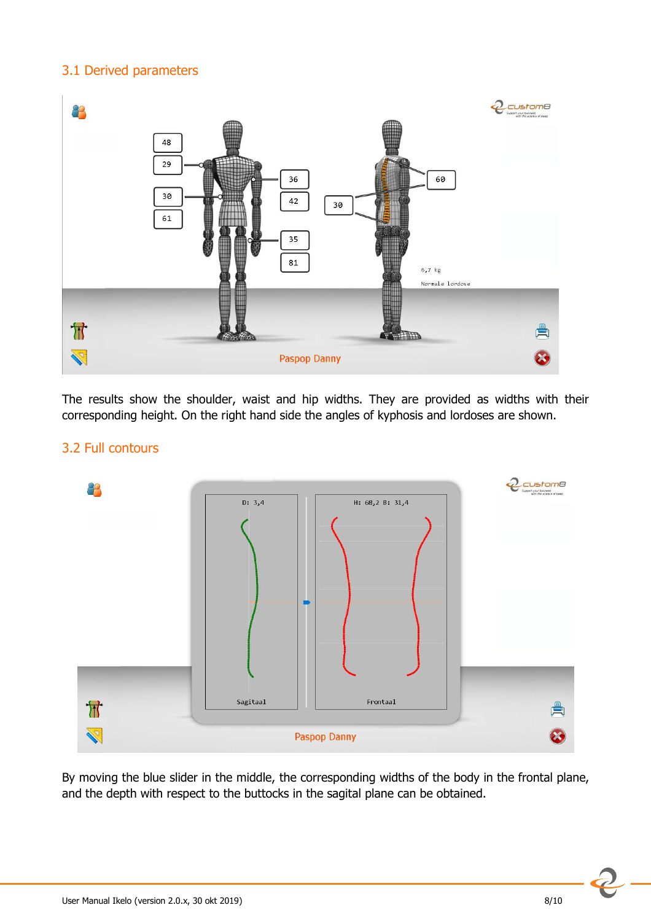## 3.1 Derived parameters

The results show the shoulder, waist and hip widths. They are provided as widths with their corresponding height. On the right hand side the angles of kyphosis and lordoses are shown.

## 3.2 Full contours

By moving the blue slider in the middle, the corresponding widths of the body in the frontal plane, and the depth with respect to the buttocks in the sagital plane can be obtained.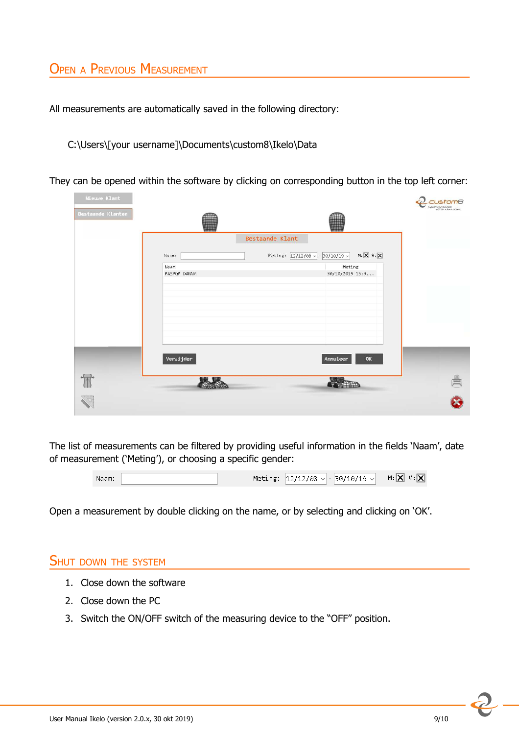## Open a Previous Measurement

All measurements are automatically saved in the following directory:

C:\Users\[your username]\Documents\custom8\Ikelo\Data

They can be opened within the software by clicking on corresponding button in the top left corner:

The list of measurements can be filtered by providing useful information in the fields 'Naam', date of measurement ('Meting'), or choosing a specific gender:

Open a measurement by double clicking on the name, or by selecting and clicking on 'OK'.

## Shut down the system

1. Close down the software
2. Close down the PC
3. Switch the ON/OFF switch of the measuring device to the "OFF" position.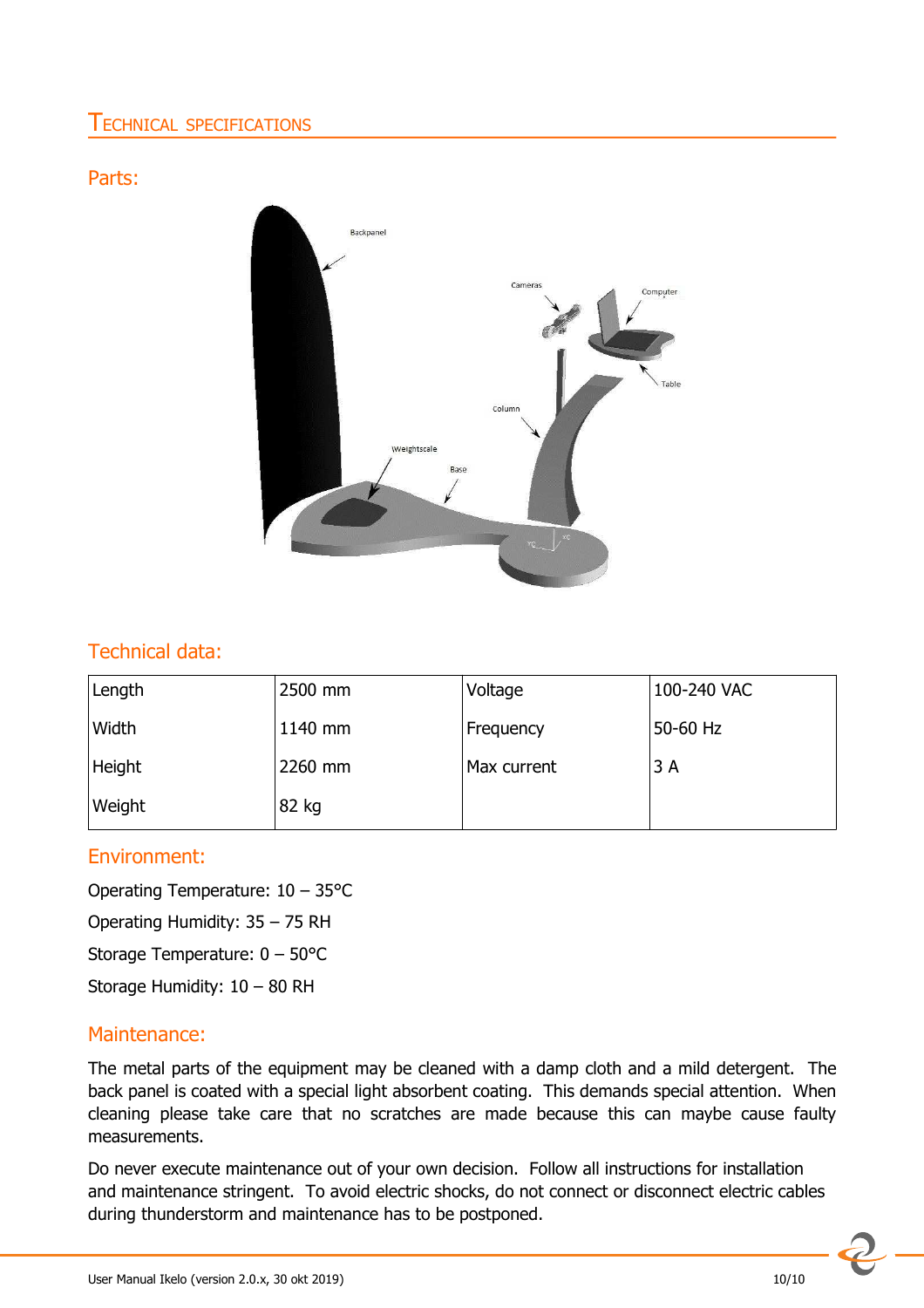## TECHNICAL SPECIFICATIONS

### Parts:

Backpanel

Cameras

Computer

Table

Column

Weightscale

Base

### Technical data:

| | | | |
|---|---|---|---|
| Length | 2500 mm | Voltage | 100-240 VAC |
| Width | 1140 mm | Frequency | 50-60 Hz |
| Height | 2260 mm | Max current | 3 A |
| Weight | 82 kg | | |

### Environment:

Operating Temperature: 10 – 35°C

Operating Humidity: 35 – 75 RH

Storage Temperature: 0 – 50°C

Storage Humidity: 10 – 80 RH

### Maintenance:

The metal parts of the equipment may be cleaned with a damp cloth and a mild detergent. The back panel is coated with a special light absorbent coating. This demands special attention. When cleaning please take care that no scratches are made because this can maybe cause faulty measurements.

Do never execute maintenance out of your own decision. Follow all instructions for installation and maintenance stringent. To avoid electric shocks, do not connect or disconnect electric cables during thunderstorm and maintenance has to be postponed.

User Manual Ikelo (version 2.0.x, 30 okt 2019)